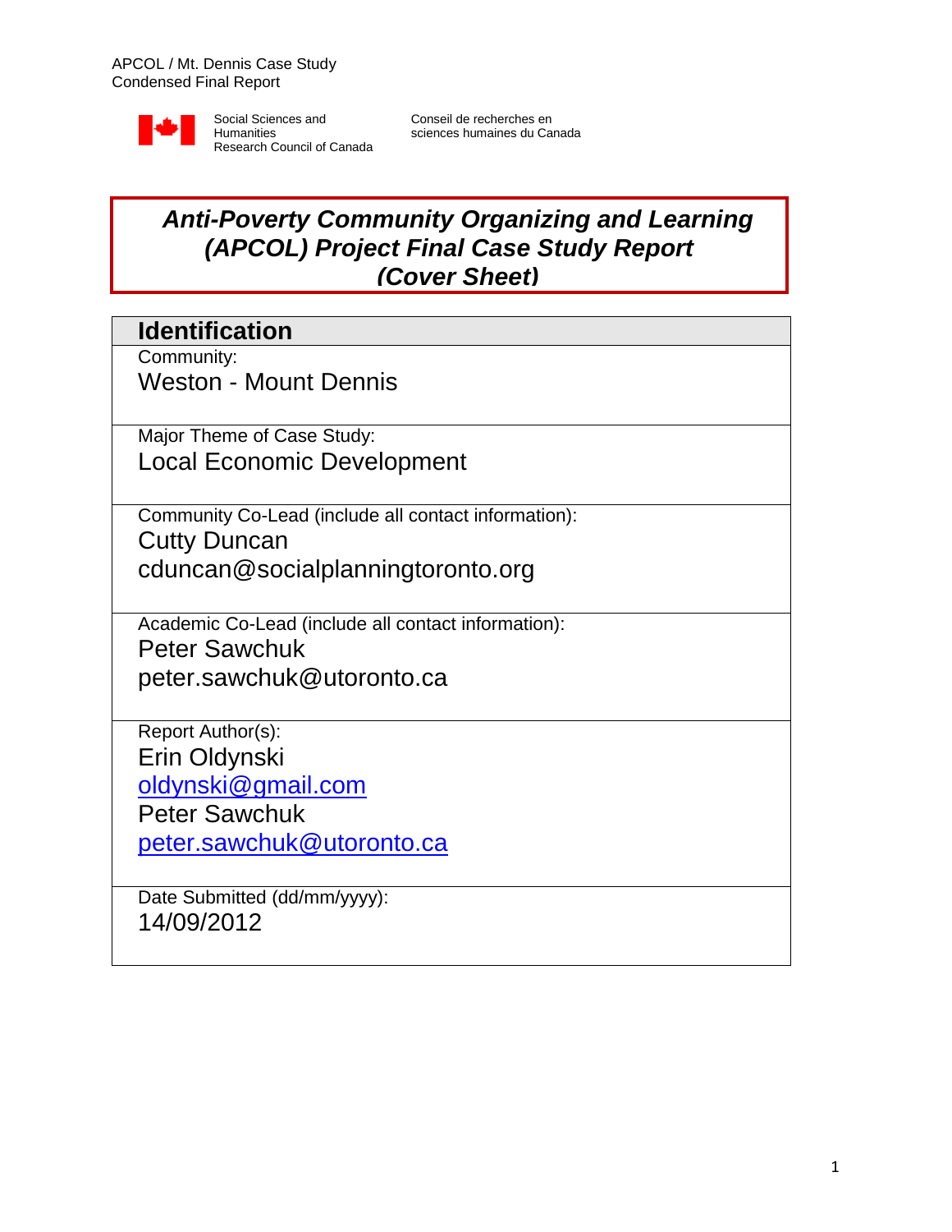APCOL / Mt. Dennis Case Study
Condensed Final Report

Social Sciences and Humanities Research Council of Canada

Conseil de recherches en sciences humaines du Canada

# *Anti-Poverty Community Organizing and Learning (APCOL) Project Final Case Study Report (Cover Sheet)*

## Identification

Community:
Weston - Mount Dennis

Major Theme of Case Study:
Local Economic Development

Community Co-Lead (include all contact information):
Cutty Duncan
cduncan@socialplanningtoronto.org

Academic Co-Lead (include all contact information):
Peter Sawchuk
peter.sawchuk@utoronto.ca

Report Author(s):
Erin Oldynski
oldynski@gmail.com
Peter Sawchuk
peter.sawchuk@utoronto.ca

Date Submitted (dd/mm/yyyy):
14/09/2012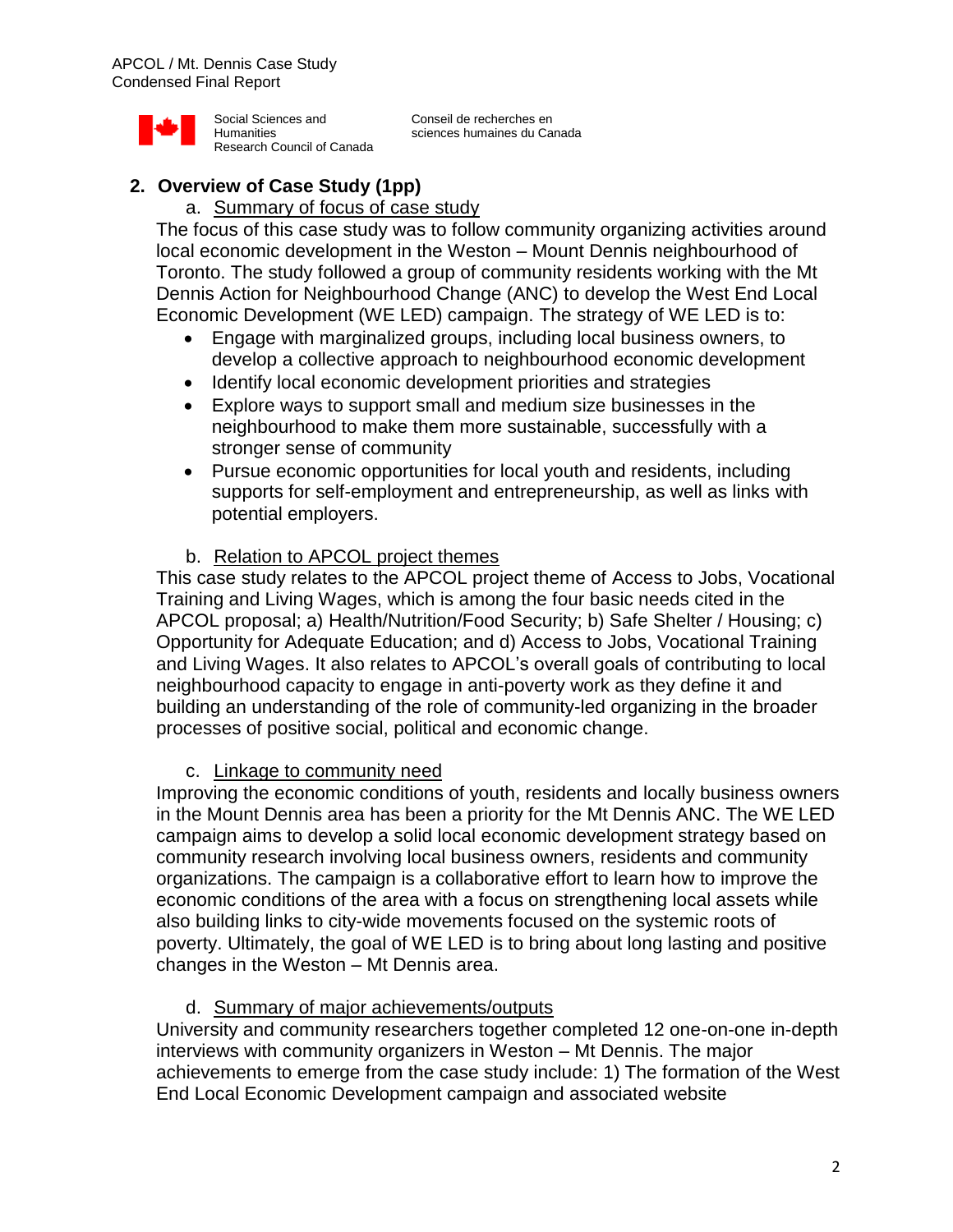## 2. Overview of Case Study (1pp)

### a. Summary of focus of case study

The focus of this case study was to follow community organizing activities around local economic development in the Weston – Mount Dennis neighbourhood of Toronto. The study followed a group of community residents working with the Mt Dennis Action for Neighbourhood Change (ANC) to develop the West End Local Economic Development (WE LED) campaign. The strategy of WE LED is to:

- Engage with marginalized groups, including local business owners, to develop a collective approach to neighbourhood economic development
- Identify local economic development priorities and strategies
- Explore ways to support small and medium size businesses in the neighbourhood to make them more sustainable, successfully with a stronger sense of community
- Pursue economic opportunities for local youth and residents, including supports for self-employment and entrepreneurship, as well as links with potential employers.

### b. Relation to APCOL project themes

This case study relates to the APCOL project theme of Access to Jobs, Vocational Training and Living Wages, which is among the four basic needs cited in the APCOL proposal; a) Health/Nutrition/Food Security; b) Safe Shelter / Housing; c) Opportunity for Adequate Education; and d) Access to Jobs, Vocational Training and Living Wages. It also relates to APCOL's overall goals of contributing to local neighbourhood capacity to engage in anti-poverty work as they define it and building an understanding of the role of community-led organizing in the broader processes of positive social, political and economic change.

### c. Linkage to community need

Improving the economic conditions of youth, residents and locally business owners in the Mount Dennis area has been a priority for the Mt Dennis ANC. The WE LED campaign aims to develop a solid local economic development strategy based on community research involving local business owners, residents and community organizations. The campaign is a collaborative effort to learn how to improve the economic conditions of the area with a focus on strengthening local assets while also building links to city-wide movements focused on the systemic roots of poverty. Ultimately, the goal of WE LED is to bring about long lasting and positive changes in the Weston – Mt Dennis area.

### d. Summary of major achievements/outputs

University and community researchers together completed 12 one-on-one in-depth interviews with community organizers in Weston – Mt Dennis. The major achievements to emerge from the case study include: 1) The formation of the West End Local Economic Development campaign and associated website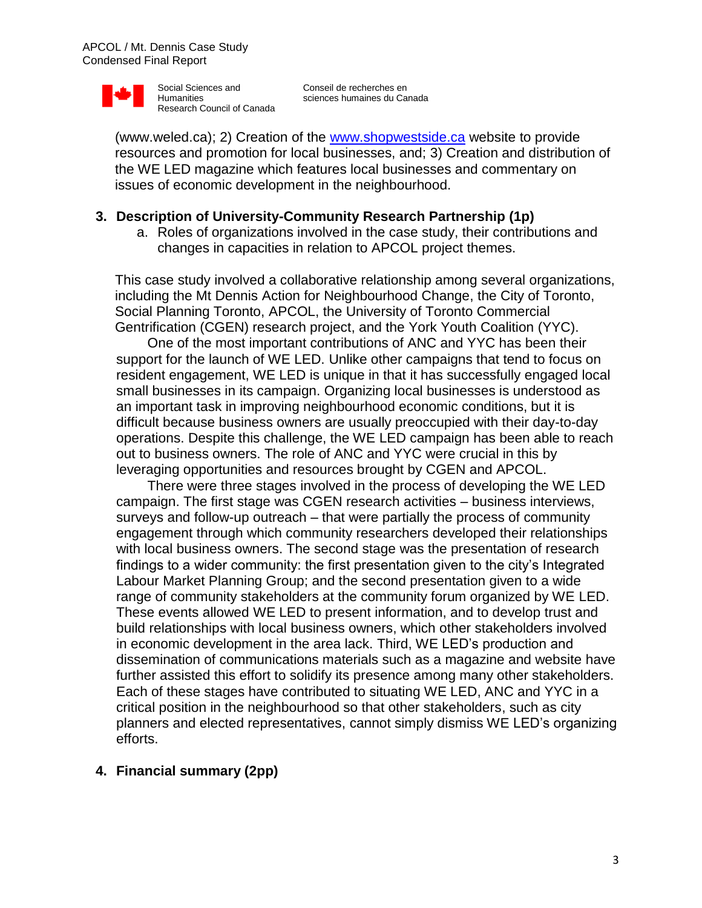(www.weled.ca); 2) Creation of the www.shopwestside.ca website to provide resources and promotion for local businesses, and; 3) Creation and distribution of the WE LED magazine which features local businesses and commentary on issues of economic development in the neighbourhood.

## 3. Description of University-Community Research Partnership (1p)

a. Roles of organizations involved in the case study, their contributions and changes in capacities in relation to APCOL project themes.

This case study involved a collaborative relationship among several organizations, including the Mt Dennis Action for Neighbourhood Change, the City of Toronto, Social Planning Toronto, APCOL, the University of Toronto Commercial Gentrification (CGEN) research project, and the York Youth Coalition (YYC).

One of the most important contributions of ANC and YYC has been their support for the launch of WE LED. Unlike other campaigns that tend to focus on resident engagement, WE LED is unique in that it has successfully engaged local small businesses in its campaign. Organizing local businesses is understood as an important task in improving neighbourhood economic conditions, but it is difficult because business owners are usually preoccupied with their day-to-day operations. Despite this challenge, the WE LED campaign has been able to reach out to business owners. The role of ANC and YYC were crucial in this by leveraging opportunities and resources brought by CGEN and APCOL.

There were three stages involved in the process of developing the WE LED campaign. The first stage was CGEN research activities – business interviews, surveys and follow-up outreach – that were partially the process of community engagement through which community researchers developed their relationships with local business owners. The second stage was the presentation of research findings to a wider community: the first presentation given to the city's Integrated Labour Market Planning Group; and the second presentation given to a wide range of community stakeholders at the community forum organized by WE LED. These events allowed WE LED to present information, and to develop trust and build relationships with local business owners, which other stakeholders involved in economic development in the area lack. Third, WE LED's production and dissemination of communications materials such as a magazine and website have further assisted this effort to solidify its presence among many other stakeholders. Each of these stages have contributed to situating WE LED, ANC and YYC in a critical position in the neighbourhood so that other stakeholders, such as city planners and elected representatives, cannot simply dismiss WE LED's organizing efforts.

## 4. Financial summary (2pp)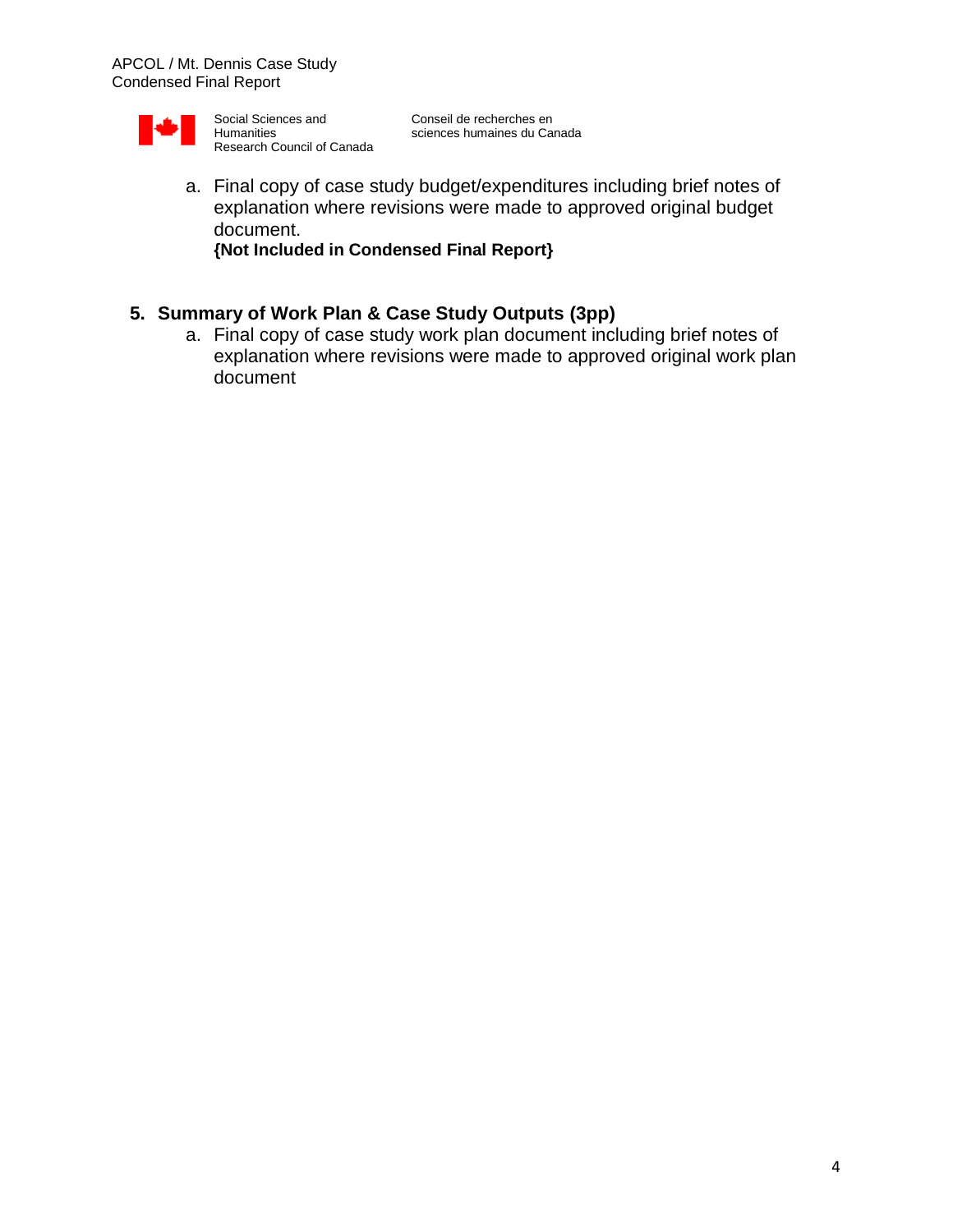a. Final copy of case study budget/expenditures including brief notes of explanation where revisions were made to approved original budget document.
**{Not Included in Condensed Final Report}**

## 5. Summary of Work Plan & Case Study Outputs (3pp)

a. Final copy of case study work plan document including brief notes of explanation where revisions were made to approved original work plan document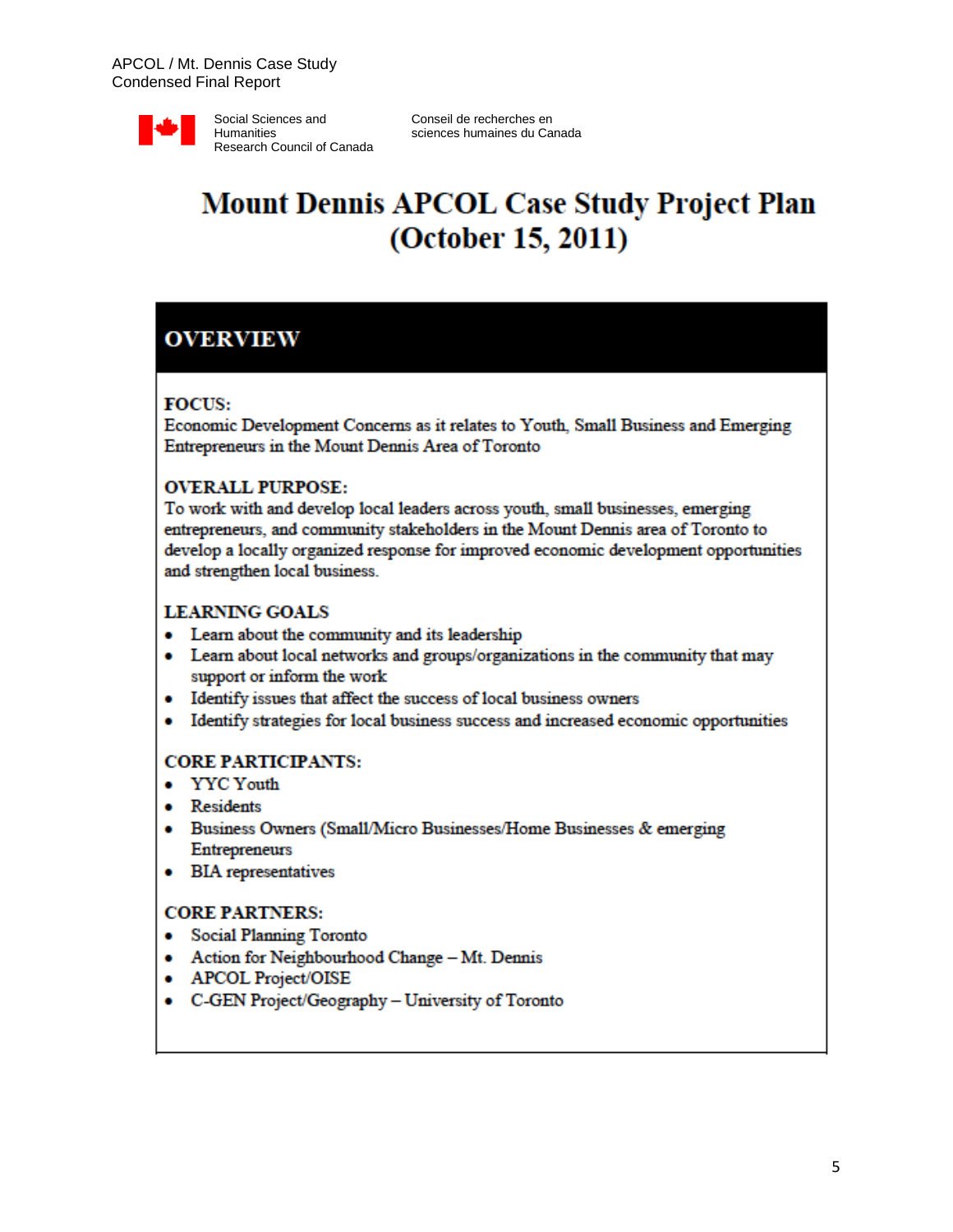Social Sciences and Humanities Research Council of Canada

Conseil de recherches en sciences humaines du Canada

# Mount Dennis APCOL Case Study Project Plan (October 15, 2011)

## OVERVIEW

**FOCUS:**
Economic Development Concerns as it relates to Youth, Small Business and Emerging Entrepreneurs in the Mount Dennis Area of Toronto

**OVERALL PURPOSE:**
To work with and develop local leaders across youth, small businesses, emerging entrepreneurs, and community stakeholders in the Mount Dennis area of Toronto to develop a locally organized response for improved economic development opportunities and strengthen local business.

**LEARNING GOALS**

- Learn about the community and its leadership
- Learn about local networks and groups/organizations in the community that may support or inform the work
- Identify issues that affect the success of local business owners
- Identify strategies for local business success and increased economic opportunities

**CORE PARTICIPANTS:**

- YYC Youth
- Residents
- Business Owners (Small/Micro Businesses/Home Businesses & emerging Entrepreneurs
- BIA representatives

**CORE PARTNERS:**

- Social Planning Toronto
- Action for Neighbourhood Change – Mt. Dennis
- APCOL Project/OISE
- C-GEN Project/Geography – University of Toronto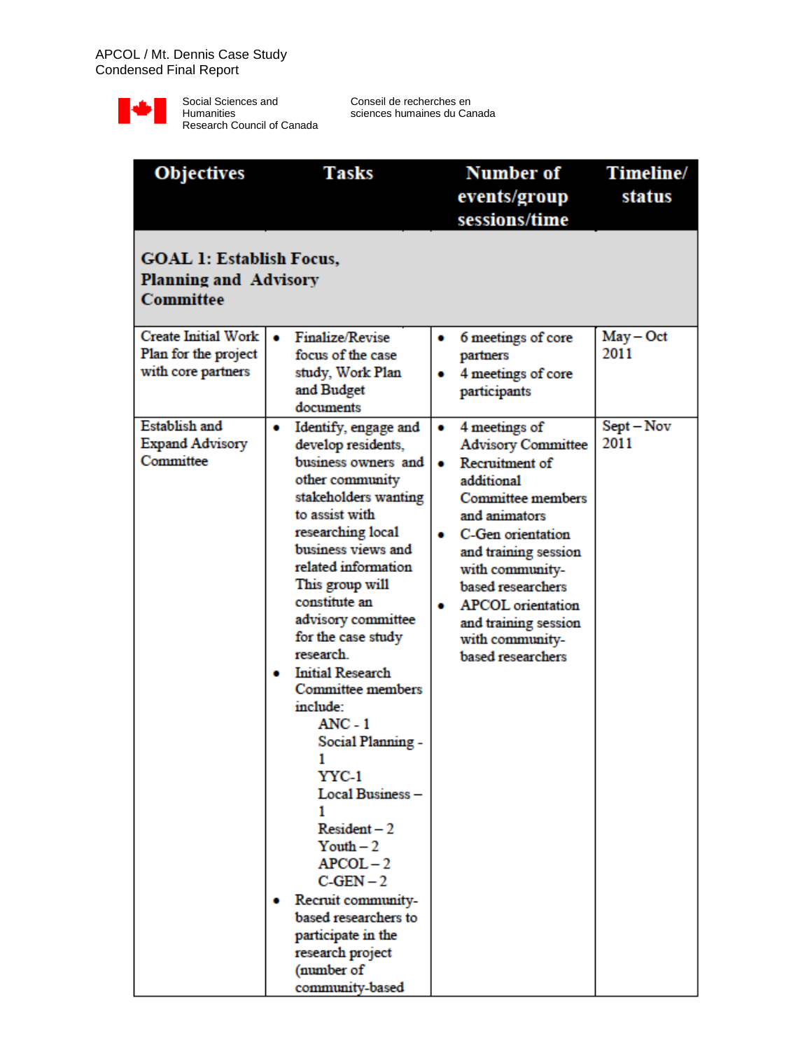| Objectives | Tasks | Number of events/group sessions/time | Timeline/ status |
|---|---|---|---|
| **GOAL 1: Establish Focus, Planning and Advisory Committee** | | | |
| Create Initial Work Plan for the project with core partners | • Finalize/Revise focus of the case study, Work Plan and Budget documents | • 6 meetings of core partners<br>• 4 meetings of core participants | May – Oct 2011 |
| Establish and Expand Advisory Committee | • Identify, engage and develop residents, business owners and other community stakeholders wanting to assist with researching local business views and related information This group will constitute an advisory committee for the case study research.<br>• Initial Research Committee members include:<br>ANC - 1<br>Social Planning - 1<br>YYC-1<br>Local Business – 1<br>Resident – 2<br>Youth – 2<br>APCOL – 2<br>C-GEN – 2<br>• Recruit community-based researchers to participate in the research project (number of community-based | • 4 meetings of Advisory Committee<br>• Recruitment of additional Committee members and animators<br>• C-Gen orientation and training session with community-based researchers<br>• APCOL orientation and training session with community-based researchers | Sept – Nov 2011 |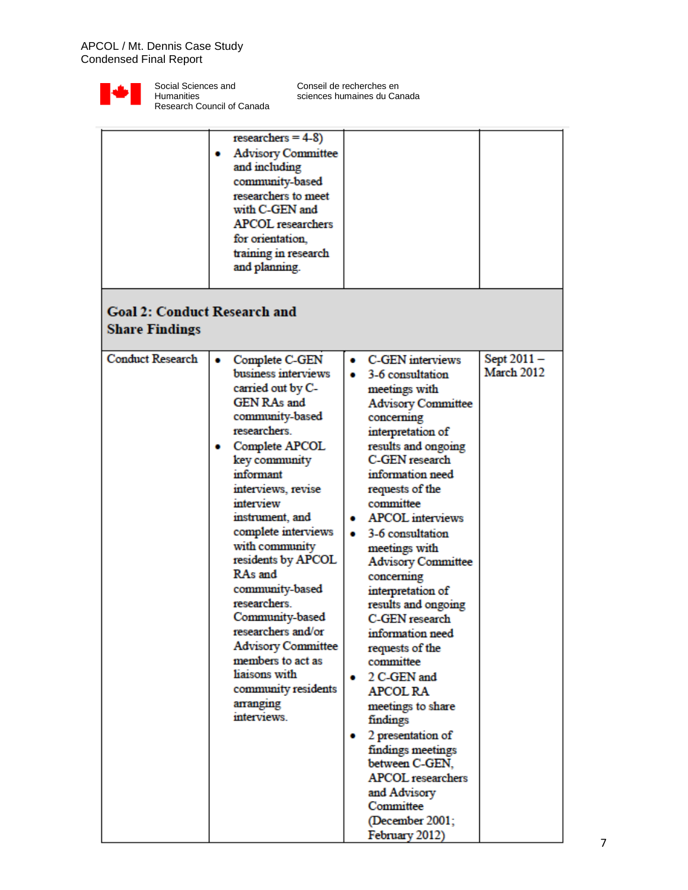| | | | |
|---|---|---|---|
| | researchers = 4-8)<br>• Advisory Committee and including community-based researchers to meet with C-GEN and APCOL researchers for orientation, training in research and planning. | | |
| **Goal 2: Conduct Research and Share Findings** | | | |
| Conduct Research | • Complete C-GEN business interviews carried out by C-GEN RAs and community-based researchers.<br>• Complete APCOL key community informant interviews, revise interview instrument, and complete interviews with community residents by APCOL RAs and community-based researchers. Community-based researchers and/or Advisory Committee members to act as liaisons with community residents arranging interviews. | • C-GEN interviews<br>• 3-6 consultation meetings with Advisory Committee concerning interpretation of results and ongoing C-GEN research information need requests of the committee<br>• APCOL interviews<br>• 3-6 consultation meetings with Advisory Committee concerning interpretation of results and ongoing C-GEN research information need requests of the committee<br>• 2 C-GEN and APCOL RA meetings to share findings<br>• 2 presentation of findings meetings between C-GEN, APCOL researchers and Advisory Committee (December 2001; February 2012) | Sept 2011 – March 2012 |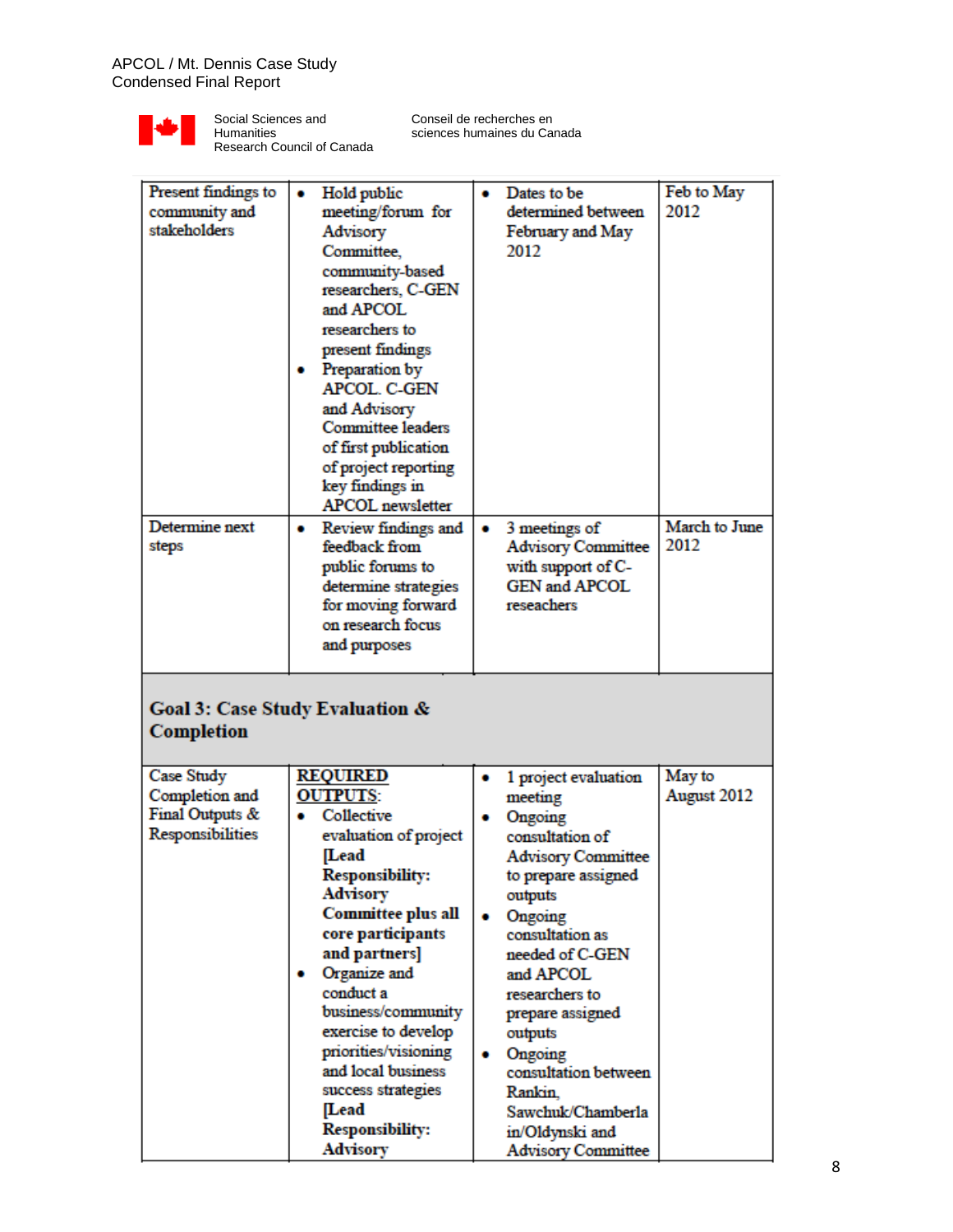Social Sciences and Humanities Research Council of Canada | Conseil de recherches en sciences humaines du Canada

| | | | |
|---|---|---|---|
| Present findings to community and stakeholders | • Hold public meeting/forum for Advisory Committee, community-based researchers, C-GEN and APCOL researchers to present findings<br>• Preparation by APCOL C-GEN and Advisory Committee leaders of first publication of project reporting key findings in APCOL newsletter | • Dates to be determined between February and May 2012 | Feb to May 2012 |
| Determine next steps | • Review findings and feedback from public forums to determine strategies for moving forward on research focus and purposes | • 3 meetings of Advisory Committee with support of C-GEN and APCOL reseachers | March to June 2012 |
| **Goal 3: Case Study Evaluation & Completion** | | | |
| Case Study Completion and Final Outputs & Responsibilities | **REQUIRED OUTPUTS**:<br>• Collective evaluation of project **[Lead Responsibility: Advisory Committee plus all core participants and partners]**<br>• Organize and conduct a business/community exercise to develop priorities/visioning and local business success strategies **[Lead Responsibility: Advisory** | • 1 project evaluation meeting<br>• Ongoing consultation of Advisory Committee to prepare assigned outputs<br>• Ongoing consultation as needed of C-GEN and APCOL researchers to prepare assigned outputs<br>• Ongoing consultation between Rankin, Sawchuk/Chamberla in/Oldynski and Advisory Committee | May to August 2012 |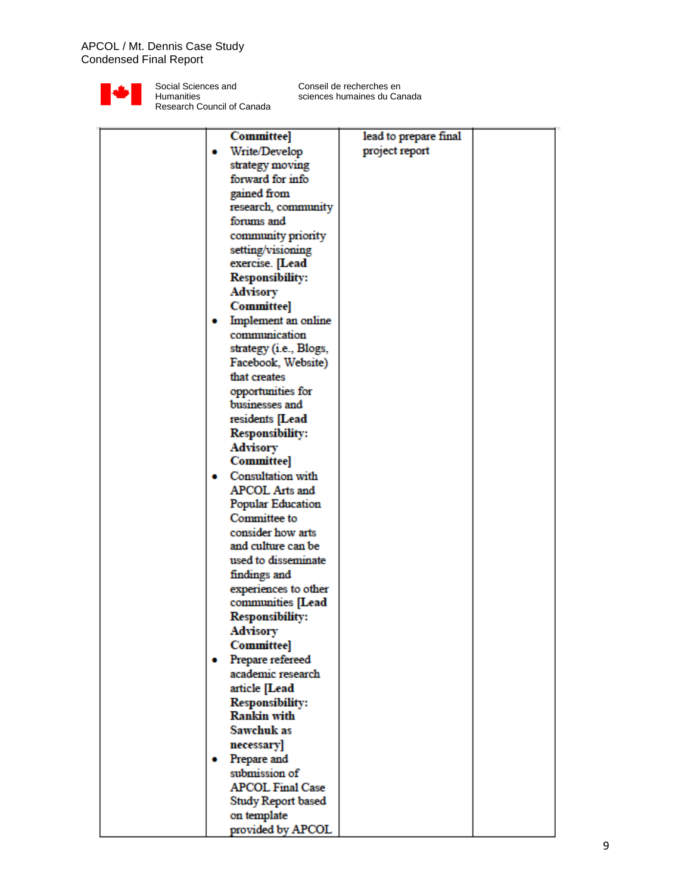| | | | |
|---|---|---|---|
| | Committee]<br>• Write/Develop strategy moving forward for info gained from research, community forums and community priority setting/visioning exercise. **[Lead Responsibility: Advisory Committee]**<br>• Implement an online communication strategy (i.e., Blogs, Facebook, Website) that creates opportunities for businesses and residents **[Lead Responsibility: Advisory Committee]**<br>• Consultation with APCOL Arts and Popular Education Committee to consider how arts and culture can be used to disseminate findings and experiences to other communities **[Lead Responsibility: Advisory Committee]**<br>• Prepare refereed academic research article **[Lead Responsibility: Rankin with Sawchuk as necessary]**<br>• Prepare and submission of APCOL Final Case Study Report based on template provided by APCOL | lead to prepare final project report | |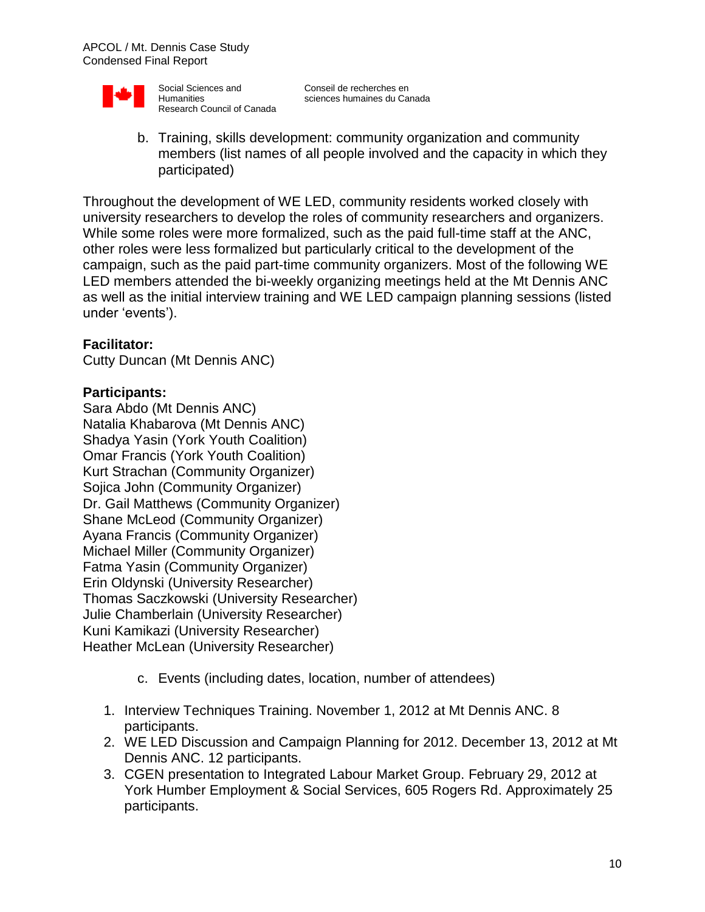b. Training, skills development: community organization and community members (list names of all people involved and the capacity in which they participated)

Throughout the development of WE LED, community residents worked closely with university researchers to develop the roles of community researchers and organizers. While some roles were more formalized, such as the paid full-time staff at the ANC, other roles were less formalized but particularly critical to the development of the campaign, such as the paid part-time community organizers. Most of the following WE LED members attended the bi-weekly organizing meetings held at the Mt Dennis ANC as well as the initial interview training and WE LED campaign planning sessions (listed under 'events').

**Facilitator:**
Cutty Duncan (Mt Dennis ANC)

**Participants:**
Sara Abdo (Mt Dennis ANC)
Natalia Khabarova (Mt Dennis ANC)
Shadya Yasin (York Youth Coalition)
Omar Francis (York Youth Coalition)
Kurt Strachan (Community Organizer)
Sojica John (Community Organizer)
Dr. Gail Matthews (Community Organizer)
Shane McLeod (Community Organizer)
Ayana Francis (Community Organizer)
Michael Miller (Community Organizer)
Fatma Yasin (Community Organizer)
Erin Oldynski (University Researcher)
Thomas Saczkowski (University Researcher)
Julie Chamberlain (University Researcher)
Kuni Kamikazi (University Researcher)
Heather McLean (University Researcher)

c. Events (including dates, location, number of attendees)

1. Interview Techniques Training. November 1, 2012 at Mt Dennis ANC. 8 participants.
2. WE LED Discussion and Campaign Planning for 2012. December 13, 2012 at Mt Dennis ANC. 12 participants.
3. CGEN presentation to Integrated Labour Market Group. February 29, 2012 at York Humber Employment & Social Services, 605 Rogers Rd. Approximately 25 participants.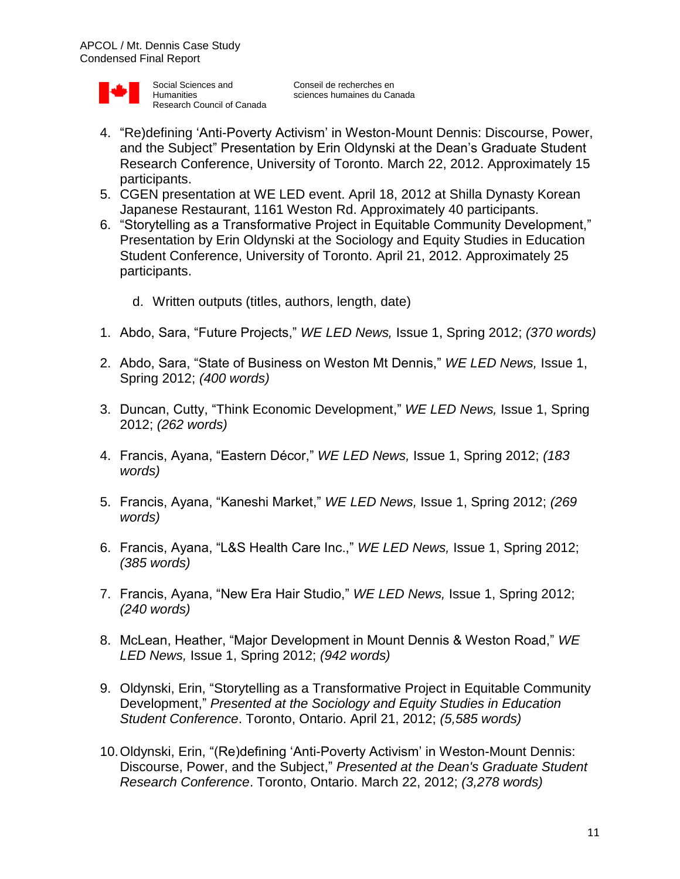4. "Re)defining 'Anti-Poverty Activism' in Weston-Mount Dennis: Discourse, Power, and the Subject" Presentation by Erin Oldynski at the Dean's Graduate Student Research Conference, University of Toronto. March 22, 2012. Approximately 15 participants.
5. CGEN presentation at WE LED event. April 18, 2012 at Shilla Dynasty Korean Japanese Restaurant, 1161 Weston Rd. Approximately 40 participants.
6. "Storytelling as a Transformative Project in Equitable Community Development," Presentation by Erin Oldynski at the Sociology and Equity Studies in Education Student Conference, University of Toronto. April 21, 2012. Approximately 25 participants.

   d. Written outputs (titles, authors, length, date)

1. Abdo, Sara, "Future Projects," *WE LED News,* Issue 1, Spring 2012; *(370 words)*

2. Abdo, Sara, "State of Business on Weston Mt Dennis," *WE LED News,* Issue 1, Spring 2012; *(400 words)*

3. Duncan, Cutty, "Think Economic Development," *WE LED News,* Issue 1, Spring 2012; *(262 words)*

4. Francis, Ayana, "Eastern Décor," *WE LED News,* Issue 1, Spring 2012; *(183 words)*

5. Francis, Ayana, "Kaneshi Market," *WE LED News,* Issue 1, Spring 2012; *(269 words)*

6. Francis, Ayana, "L&S Health Care Inc.," *WE LED News,* Issue 1, Spring 2012; *(385 words)*

7. Francis, Ayana, "New Era Hair Studio," *WE LED News,* Issue 1, Spring 2012; *(240 words)*

8. McLean, Heather, "Major Development in Mount Dennis & Weston Road," *WE LED News,* Issue 1, Spring 2012; *(942 words)*

9. Oldynski, Erin, "Storytelling as a Transformative Project in Equitable Community Development," *Presented at the Sociology and Equity Studies in Education Student Conference*. Toronto, Ontario. April 21, 2012; *(5,585 words)*

10. Oldynski, Erin, "(Re)defining 'Anti-Poverty Activism' in Weston-Mount Dennis: Discourse, Power, and the Subject," *Presented at the Dean's Graduate Student Research Conference*. Toronto, Ontario. March 22, 2012; *(3,278 words)*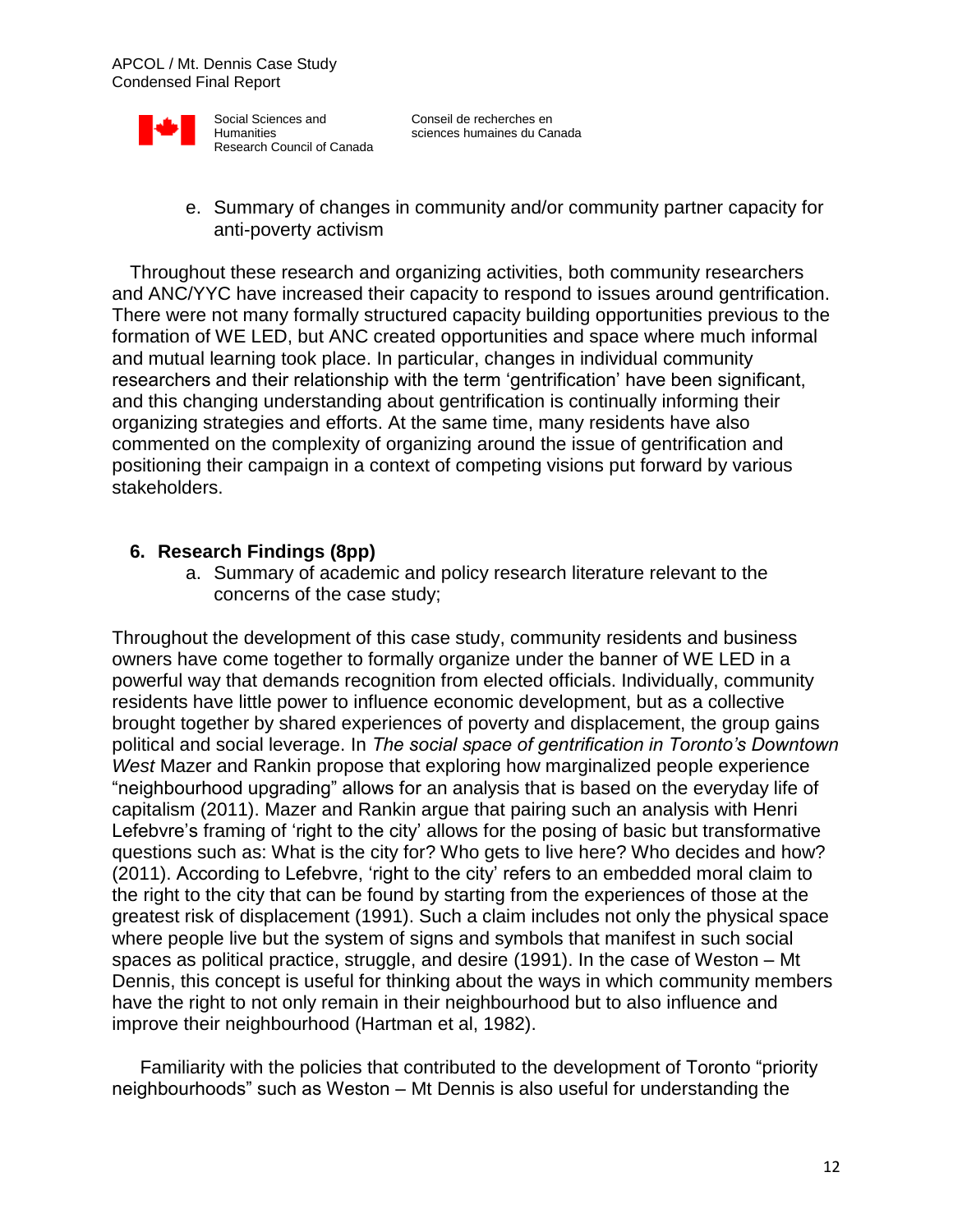e. Summary of changes in community and/or community partner capacity for anti-poverty activism

Throughout these research and organizing activities, both community researchers and ANC/YYC have increased their capacity to respond to issues around gentrification. There were not many formally structured capacity building opportunities previous to the formation of WE LED, but ANC created opportunities and space where much informal and mutual learning took place. In particular, changes in individual community researchers and their relationship with the term 'gentrification' have been significant, and this changing understanding about gentrification is continually informing their organizing strategies and efforts. At the same time, many residents have also commented on the complexity of organizing around the issue of gentrification and positioning their campaign in a context of competing visions put forward by various stakeholders.

## 6. Research Findings (8pp)

a. Summary of academic and policy research literature relevant to the concerns of the case study;

Throughout the development of this case study, community residents and business owners have come together to formally organize under the banner of WE LED in a powerful way that demands recognition from elected officials. Individually, community residents have little power to influence economic development, but as a collective brought together by shared experiences of poverty and displacement, the group gains political and social leverage. In *The social space of gentrification in Toronto's Downtown West* Mazer and Rankin propose that exploring how marginalized people experience "neighbourhood upgrading" allows for an analysis that is based on the everyday life of capitalism (2011). Mazer and Rankin argue that pairing such an analysis with Henri Lefebvre's framing of 'right to the city' allows for the posing of basic but transformative questions such as: What is the city for? Who gets to live here? Who decides and how? (2011). According to Lefebvre, 'right to the city' refers to an embedded moral claim to the right to the city that can be found by starting from the experiences of those at the greatest risk of displacement (1991). Such a claim includes not only the physical space where people live but the system of signs and symbols that manifest in such social spaces as political practice, struggle, and desire (1991). In the case of Weston – Mt Dennis, this concept is useful for thinking about the ways in which community members have the right to not only remain in their neighbourhood but to also influence and improve their neighbourhood (Hartman et al, 1982).

Familiarity with the policies that contributed to the development of Toronto "priority neighbourhoods" such as Weston – Mt Dennis is also useful for understanding the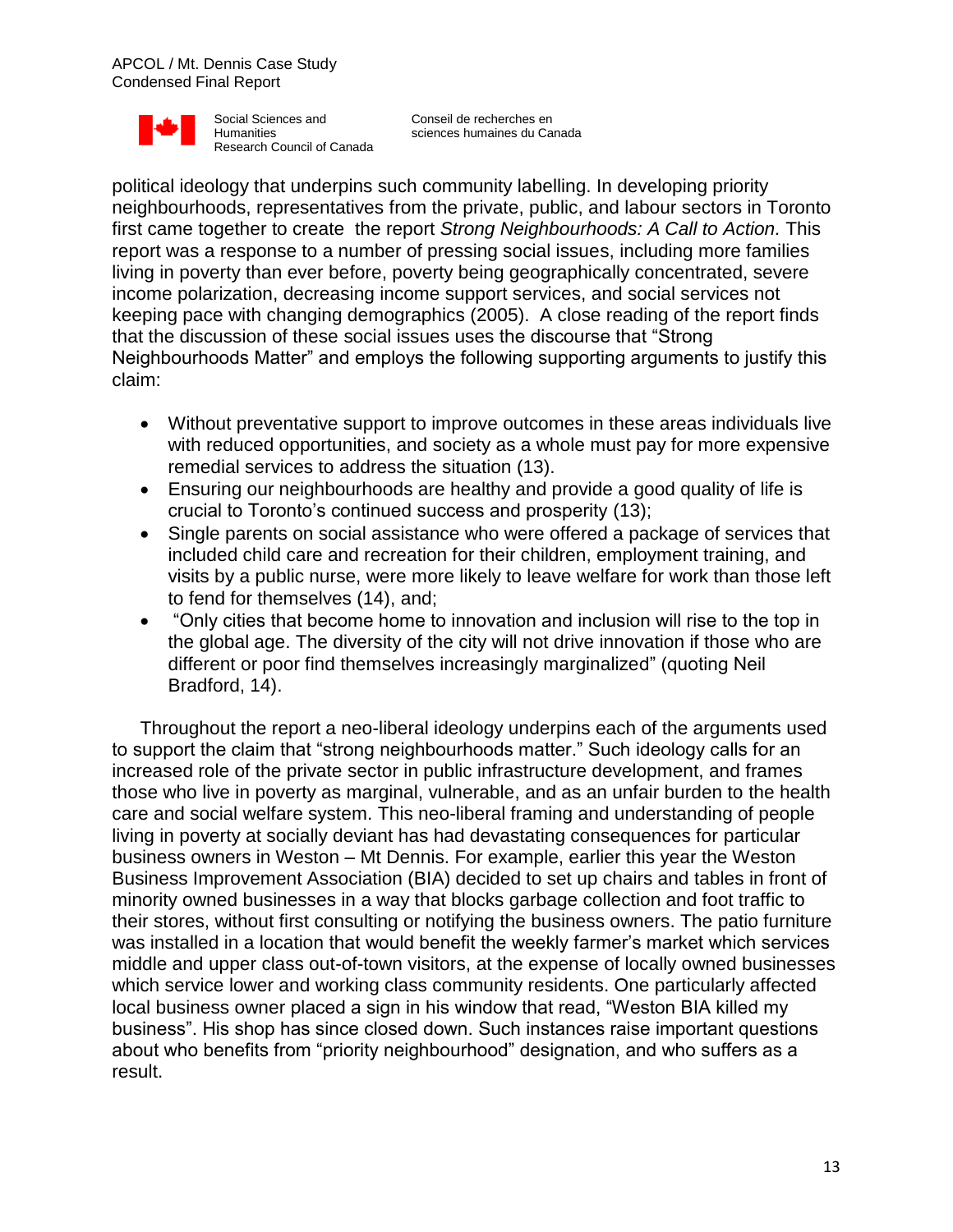political ideology that underpins such community labelling. In developing priority neighbourhoods, representatives from the private, public, and labour sectors in Toronto first came together to create the report *Strong Neighbourhoods: A Call to Action.* This report was a response to a number of pressing social issues, including more families living in poverty than ever before, poverty being geographically concentrated, severe income polarization, decreasing income support services, and social services not keeping pace with changing demographics (2005). A close reading of the report finds that the discussion of these social issues uses the discourse that "Strong Neighbourhoods Matter" and employs the following supporting arguments to justify this claim:

- Without preventative support to improve outcomes in these areas individuals live with reduced opportunities, and society as a whole must pay for more expensive remedial services to address the situation (13).
- Ensuring our neighbourhoods are healthy and provide a good quality of life is crucial to Toronto's continued success and prosperity (13);
- Single parents on social assistance who were offered a package of services that included child care and recreation for their children, employment training, and visits by a public nurse, were more likely to leave welfare for work than those left to fend for themselves (14), and;
- "Only cities that become home to innovation and inclusion will rise to the top in the global age. The diversity of the city will not drive innovation if those who are different or poor find themselves increasingly marginalized" (quoting Neil Bradford, 14).

Throughout the report a neo-liberal ideology underpins each of the arguments used to support the claim that "strong neighbourhoods matter." Such ideology calls for an increased role of the private sector in public infrastructure development, and frames those who live in poverty as marginal, vulnerable, and as an unfair burden to the health care and social welfare system. This neo-liberal framing and understanding of people living in poverty at socially deviant has had devastating consequences for particular business owners in Weston – Mt Dennis. For example, earlier this year the Weston Business Improvement Association (BIA) decided to set up chairs and tables in front of minority owned businesses in a way that blocks garbage collection and foot traffic to their stores, without first consulting or notifying the business owners. The patio furniture was installed in a location that would benefit the weekly farmer's market which services middle and upper class out-of-town visitors, at the expense of locally owned businesses which service lower and working class community residents. One particularly affected local business owner placed a sign in his window that read, "Weston BIA killed my business". His shop has since closed down. Such instances raise important questions about who benefits from "priority neighbourhood" designation, and who suffers as a result.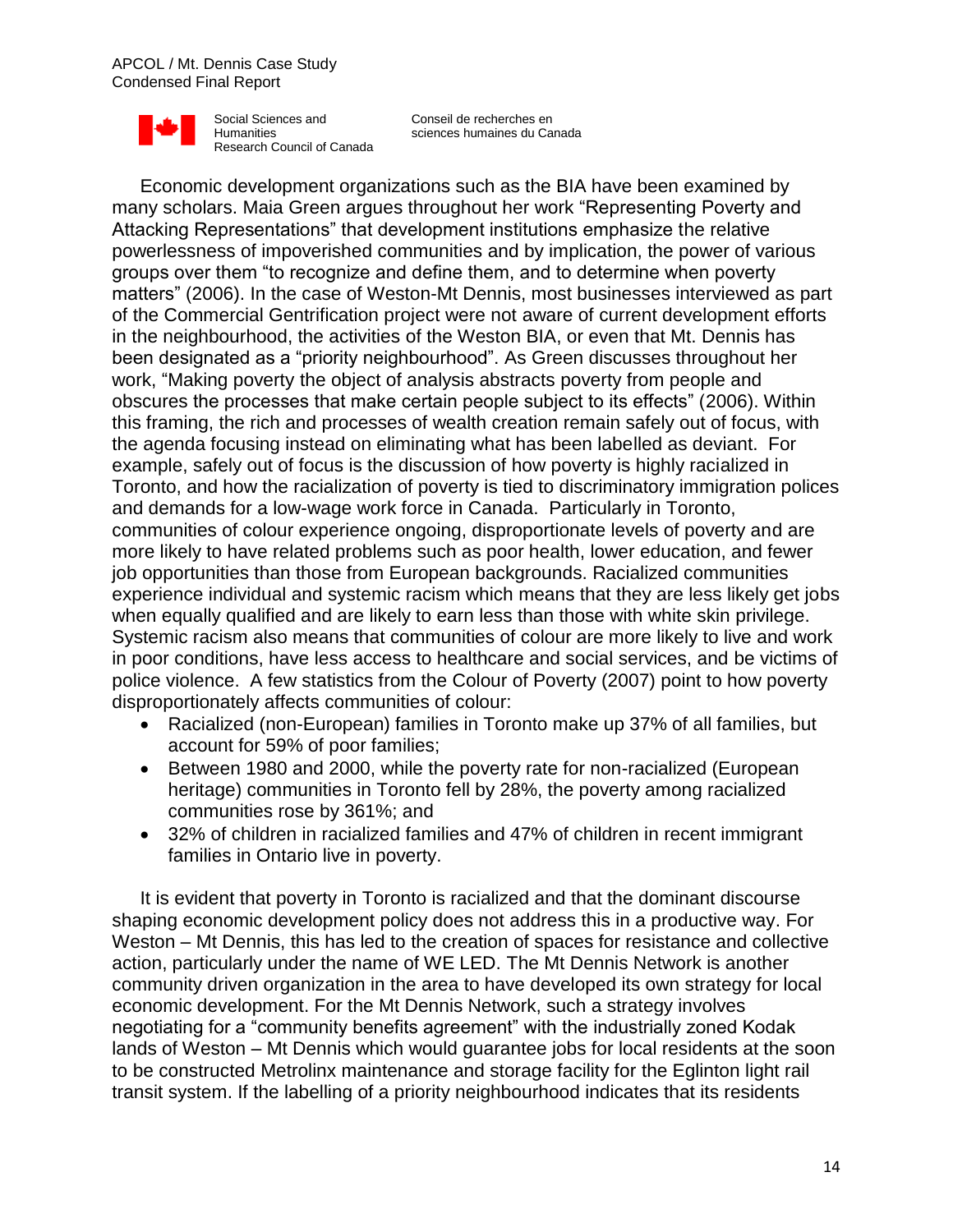Economic development organizations such as the BIA have been examined by many scholars. Maia Green argues throughout her work "Representing Poverty and Attacking Representations" that development institutions emphasize the relative powerlessness of impoverished communities and by implication, the power of various groups over them "to recognize and define them, and to determine when poverty matters" (2006). In the case of Weston-Mt Dennis, most businesses interviewed as part of the Commercial Gentrification project were not aware of current development efforts in the neighbourhood, the activities of the Weston BIA, or even that Mt. Dennis has been designated as a "priority neighbourhood". As Green discusses throughout her work, "Making poverty the object of analysis abstracts poverty from people and obscures the processes that make certain people subject to its effects" (2006). Within this framing, the rich and processes of wealth creation remain safely out of focus, with the agenda focusing instead on eliminating what has been labelled as deviant. For example, safely out of focus is the discussion of how poverty is highly racialized in Toronto, and how the racialization of poverty is tied to discriminatory immigration polices and demands for a low-wage work force in Canada. Particularly in Toronto, communities of colour experience ongoing, disproportionate levels of poverty and are more likely to have related problems such as poor health, lower education, and fewer job opportunities than those from European backgrounds. Racialized communities experience individual and systemic racism which means that they are less likely get jobs when equally qualified and are likely to earn less than those with white skin privilege. Systemic racism also means that communities of colour are more likely to live and work in poor conditions, have less access to healthcare and social services, and be victims of police violence. A few statistics from the Colour of Poverty (2007) point to how poverty disproportionately affects communities of colour:

- Racialized (non-European) families in Toronto make up 37% of all families, but account for 59% of poor families;
- Between 1980 and 2000, while the poverty rate for non-racialized (European heritage) communities in Toronto fell by 28%, the poverty among racialized communities rose by 361%; and
- 32% of children in racialized families and 47% of children in recent immigrant families in Ontario live in poverty.

It is evident that poverty in Toronto is racialized and that the dominant discourse shaping economic development policy does not address this in a productive way. For Weston – Mt Dennis, this has led to the creation of spaces for resistance and collective action, particularly under the name of WE LED. The Mt Dennis Network is another community driven organization in the area to have developed its own strategy for local economic development. For the Mt Dennis Network, such a strategy involves negotiating for a "community benefits agreement" with the industrially zoned Kodak lands of Weston – Mt Dennis which would guarantee jobs for local residents at the soon to be constructed Metrolinx maintenance and storage facility for the Eglinton light rail transit system. If the labelling of a priority neighbourhood indicates that its residents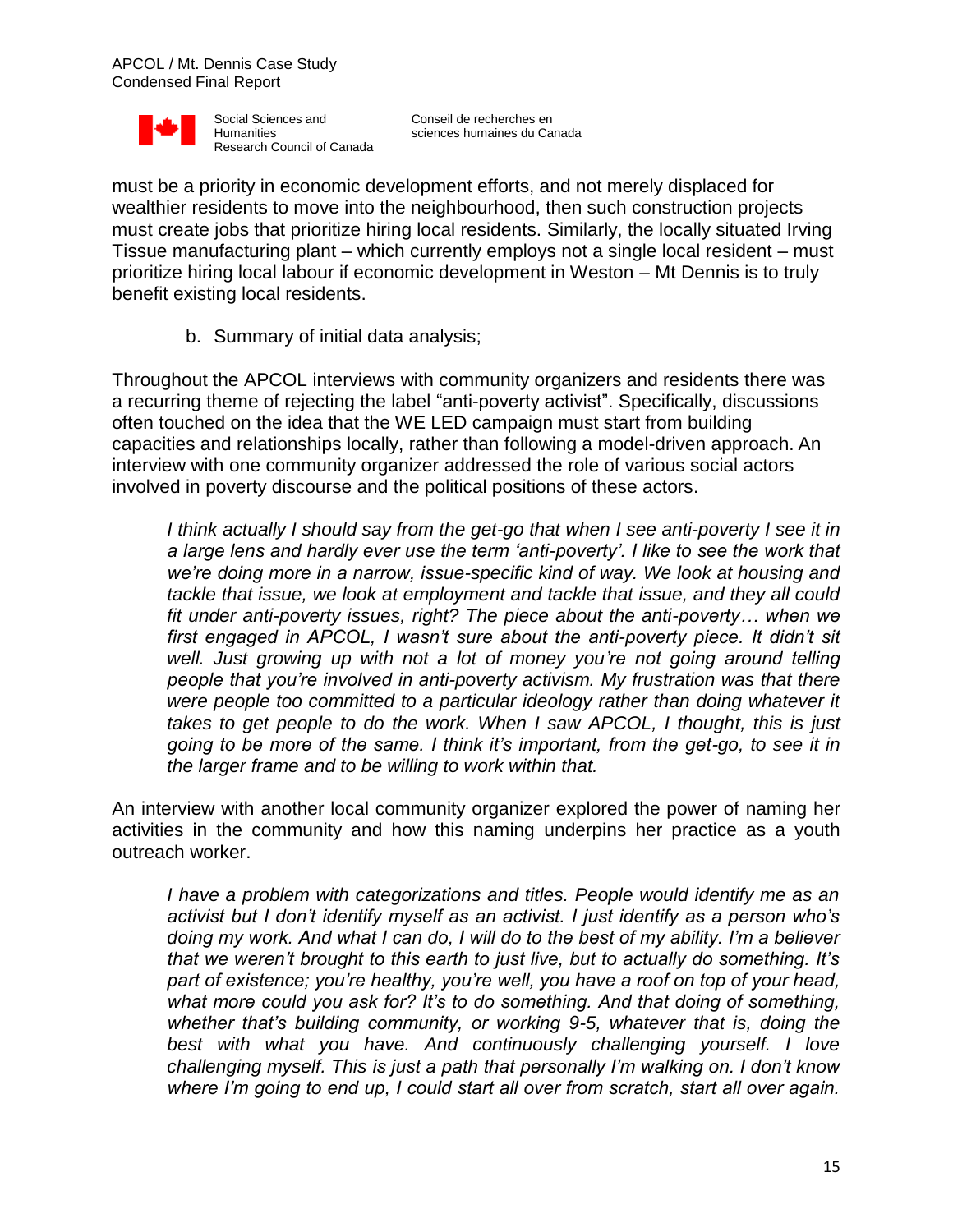must be a priority in economic development efforts, and not merely displaced for wealthier residents to move into the neighbourhood, then such construction projects must create jobs that prioritize hiring local residents. Similarly, the locally situated Irving Tissue manufacturing plant – which currently employs not a single local resident – must prioritize hiring local labour if economic development in Weston – Mt Dennis is to truly benefit existing local residents.

b. Summary of initial data analysis;

Throughout the APCOL interviews with community organizers and residents there was a recurring theme of rejecting the label "anti-poverty activist". Specifically, discussions often touched on the idea that the WE LED campaign must start from building capacities and relationships locally, rather than following a model-driven approach. An interview with one community organizer addressed the role of various social actors involved in poverty discourse and the political positions of these actors.

> *I think actually I should say from the get-go that when I see anti-poverty I see it in a large lens and hardly ever use the term 'anti-poverty'. I like to see the work that we're doing more in a narrow, issue-specific kind of way. We look at housing and tackle that issue, we look at employment and tackle that issue, and they all could fit under anti-poverty issues, right? The piece about the anti-poverty… when we first engaged in APCOL, I wasn't sure about the anti-poverty piece. It didn't sit well. Just growing up with not a lot of money you're not going around telling people that you're involved in anti-poverty activism. My frustration was that there were people too committed to a particular ideology rather than doing whatever it takes to get people to do the work. When I saw APCOL, I thought, this is just going to be more of the same. I think it's important, from the get-go, to see it in the larger frame and to be willing to work within that.*

An interview with another local community organizer explored the power of naming her activities in the community and how this naming underpins her practice as a youth outreach worker.

> *I have a problem with categorizations and titles. People would identify me as an activist but I don't identify myself as an activist. I just identify as a person who's doing my work. And what I can do, I will do to the best of my ability. I'm a believer that we weren't brought to this earth to just live, but to actually do something. It's part of existence; you're healthy, you're well, you have a roof on top of your head, what more could you ask for? It's to do something. And that doing of something, whether that's building community, or working 9-5, whatever that is, doing the best with what you have. And continuously challenging yourself. I love challenging myself. This is just a path that personally I'm walking on. I don't know where I'm going to end up, I could start all over from scratch, start all over again.*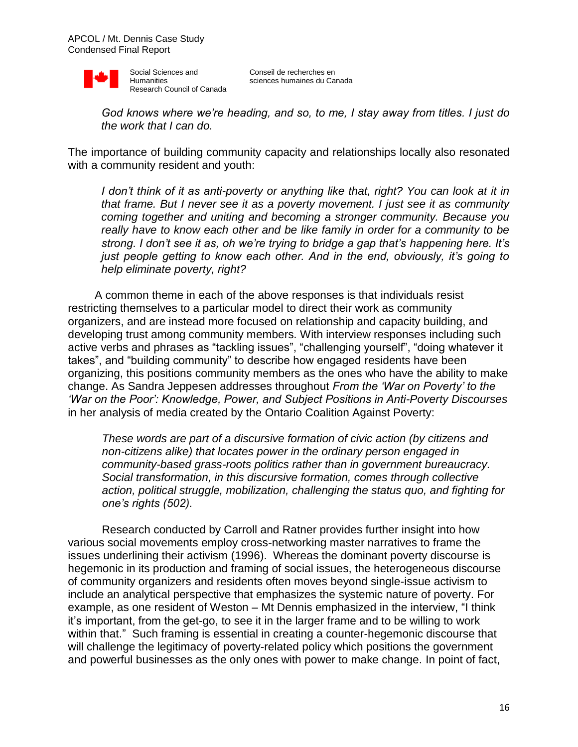*God knows where we're heading, and so, to me, I stay away from titles. I just do the work that I can do.*

The importance of building community capacity and relationships locally also resonated with a community resident and youth:

> *I don't think of it as anti-poverty or anything like that, right? You can look at it in that frame. But I never see it as a poverty movement. I just see it as community coming together and uniting and becoming a stronger community. Because you really have to know each other and be like family in order for a community to be strong. I don't see it as, oh we're trying to bridge a gap that's happening here. It's just people getting to know each other. And in the end, obviously, it's going to help eliminate poverty, right?*

A common theme in each of the above responses is that individuals resist restricting themselves to a particular model to direct their work as community organizers, and are instead more focused on relationship and capacity building, and developing trust among community members. With interview responses including such active verbs and phrases as "tackling issues", "challenging yourself", "doing whatever it takes", and "building community" to describe how engaged residents have been organizing, this positions community members as the ones who have the ability to make change. As Sandra Jeppesen addresses throughout *From the 'War on Poverty' to the 'War on the Poor': Knowledge, Power, and Subject Positions in Anti-Poverty Discourses* in her analysis of media created by the Ontario Coalition Against Poverty:

> *These words are part of a discursive formation of civic action (by citizens and non-citizens alike) that locates power in the ordinary person engaged in community-based grass-roots politics rather than in government bureaucracy. Social transformation, in this discursive formation, comes through collective action, political struggle, mobilization, challenging the status quo, and fighting for one's rights (502).*

Research conducted by Carroll and Ratner provides further insight into how various social movements employ cross-networking master narratives to frame the issues underlining their activism (1996). Whereas the dominant poverty discourse is hegemonic in its production and framing of social issues, the heterogeneous discourse of community organizers and residents often moves beyond single-issue activism to include an analytical perspective that emphasizes the systemic nature of poverty. For example, as one resident of Weston – Mt Dennis emphasized in the interview, "I think it's important, from the get-go, to see it in the larger frame and to be willing to work within that." Such framing is essential in creating a counter-hegemonic discourse that will challenge the legitimacy of poverty-related policy which positions the government and powerful businesses as the only ones with power to make change. In point of fact,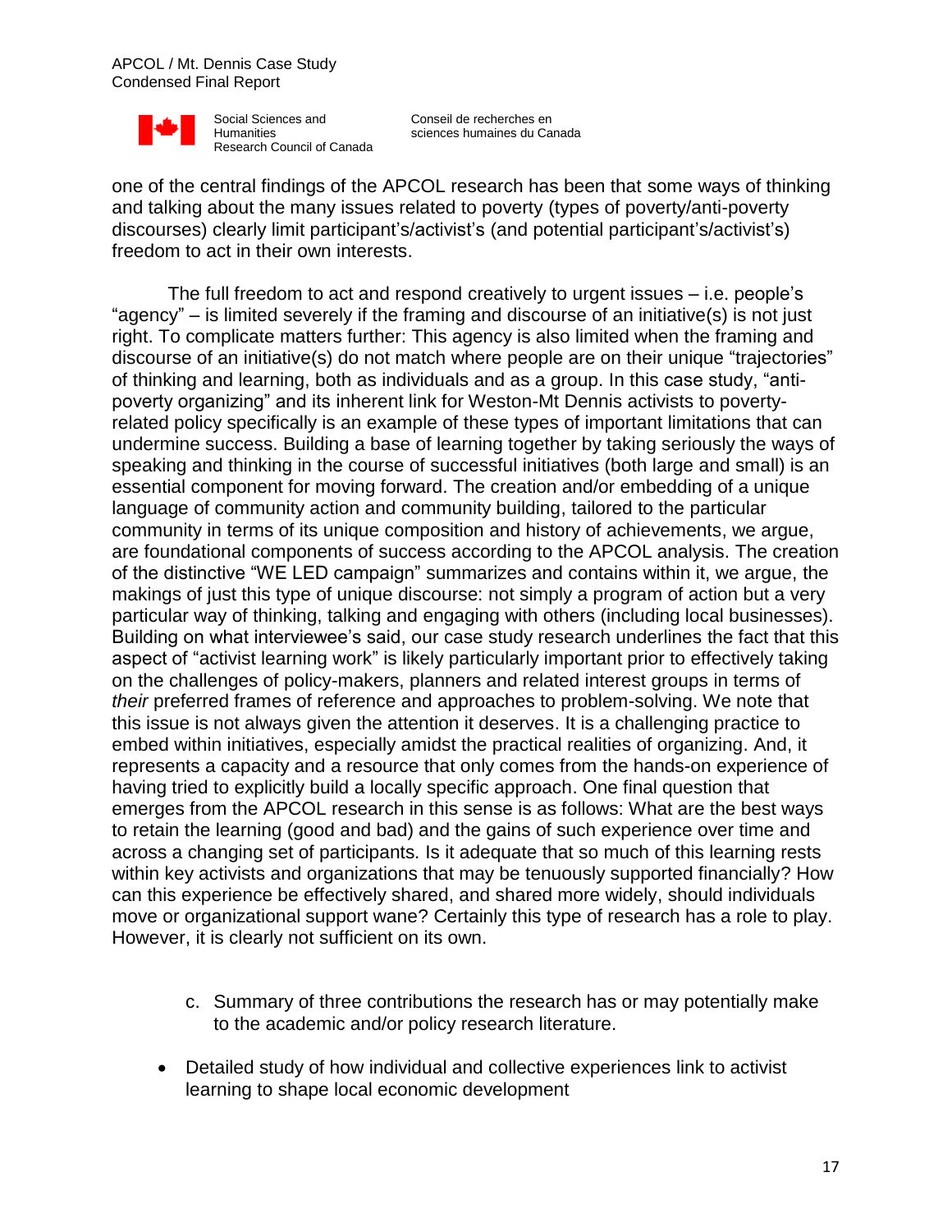one of the central findings of the APCOL research has been that some ways of thinking and talking about the many issues related to poverty (types of poverty/anti-poverty discourses) clearly limit participant's/activist's (and potential participant's/activist's) freedom to act in their own interests.

The full freedom to act and respond creatively to urgent issues – i.e. people's "agency" – is limited severely if the framing and discourse of an initiative(s) is not just right. To complicate matters further: This agency is also limited when the framing and discourse of an initiative(s) do not match where people are on their unique "trajectories" of thinking and learning, both as individuals and as a group. In this case study, "anti-poverty organizing" and its inherent link for Weston-Mt Dennis activists to poverty-related policy specifically is an example of these types of important limitations that can undermine success. Building a base of learning together by taking seriously the ways of speaking and thinking in the course of successful initiatives (both large and small) is an essential component for moving forward. The creation and/or embedding of a unique language of community action and community building, tailored to the particular community in terms of its unique composition and history of achievements, we argue, are foundational components of success according to the APCOL analysis. The creation of the distinctive "WE LED campaign" summarizes and contains within it, we argue, the makings of just this type of unique discourse: not simply a program of action but a very particular way of thinking, talking and engaging with others (including local businesses). Building on what interviewee's said, our case study research underlines the fact that this aspect of "activist learning work" is likely particularly important prior to effectively taking on the challenges of policy-makers, planners and related interest groups in terms of *their* preferred frames of reference and approaches to problem-solving. We note that this issue is not always given the attention it deserves. It is a challenging practice to embed within initiatives, especially amidst the practical realities of organizing. And, it represents a capacity and a resource that only comes from the hands-on experience of having tried to explicitly build a locally specific approach. One final question that emerges from the APCOL research in this sense is as follows: What are the best ways to retain the learning (good and bad) and the gains of such experience over time and across a changing set of participants. Is it adequate that so much of this learning rests within key activists and organizations that may be tenuously supported financially? How can this experience be effectively shared, and shared more widely, should individuals move or organizational support wane? Certainly this type of research has a role to play. However, it is clearly not sufficient on its own.

c. Summary of three contributions the research has or may potentially make to the academic and/or policy research literature.

- Detailed study of how individual and collective experiences link to activist learning to shape local economic development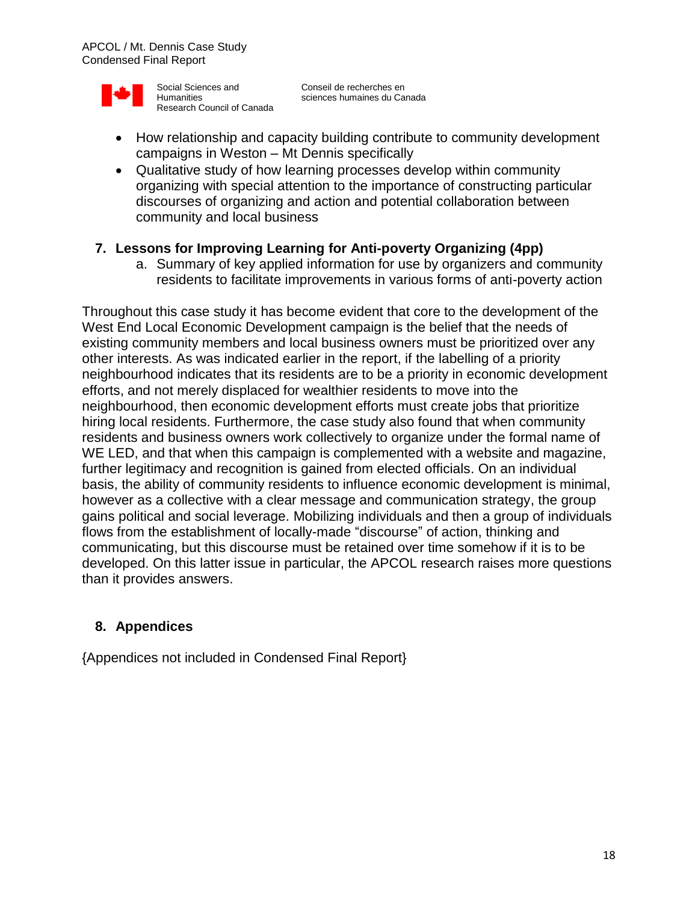- How relationship and capacity building contribute to community development campaigns in Weston – Mt Dennis specifically
- Qualitative study of how learning processes develop within community organizing with special attention to the importance of constructing particular discourses of organizing and action and potential collaboration between community and local business

## 7. Lessons for Improving Learning for Anti-poverty Organizing (4pp)

a. Summary of key applied information for use by organizers and community residents to facilitate improvements in various forms of anti-poverty action

Throughout this case study it has become evident that core to the development of the West End Local Economic Development campaign is the belief that the needs of existing community members and local business owners must be prioritized over any other interests. As was indicated earlier in the report, if the labelling of a priority neighbourhood indicates that its residents are to be a priority in economic development efforts, and not merely displaced for wealthier residents to move into the neighbourhood, then economic development efforts must create jobs that prioritize hiring local residents. Furthermore, the case study also found that when community residents and business owners work collectively to organize under the formal name of WE LED, and that when this campaign is complemented with a website and magazine, further legitimacy and recognition is gained from elected officials. On an individual basis, the ability of community residents to influence economic development is minimal, however as a collective with a clear message and communication strategy, the group gains political and social leverage. Mobilizing individuals and then a group of individuals flows from the establishment of locally-made "discourse" of action, thinking and communicating, but this discourse must be retained over time somehow if it is to be developed. On this latter issue in particular, the APCOL research raises more questions than it provides answers.

## 8. Appendices

{Appendices not included in Condensed Final Report}